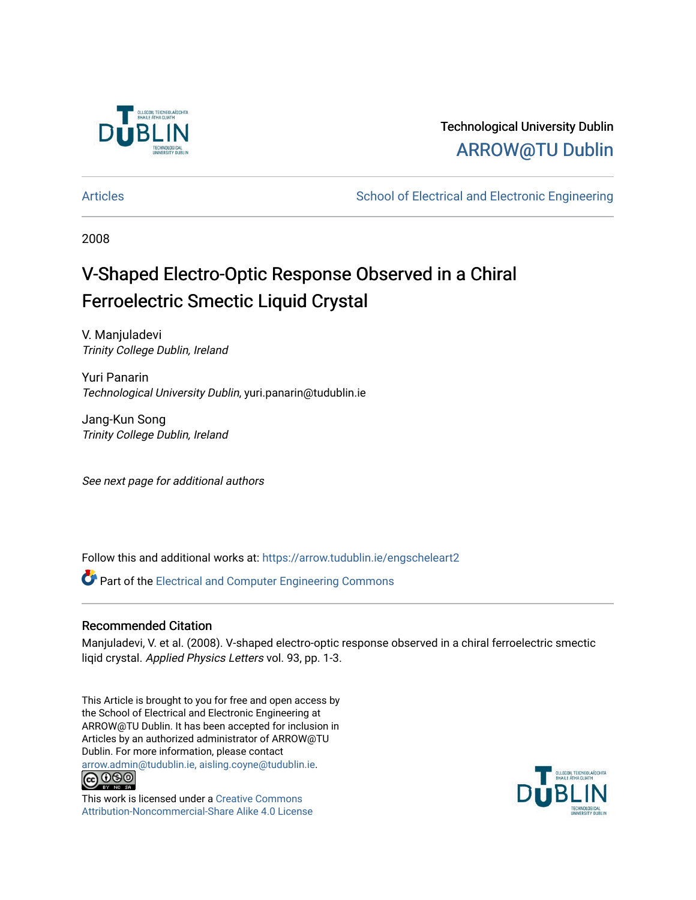Technological University Dublin

ARROW@TU Dublin

Articles | School of Electrical and Electronic Engineering

2008

# V-Shaped Electro-Optic Response Observed in a Chiral Ferroelectric Smectic Liquid Crystal

V. Manjuladevi
*Trinity College Dublin, Ireland*

Yuri Panarin
*Technological University Dublin*, yuri.panarin@tudublin.ie

Jang-Kun Song
*Trinity College Dublin, Ireland*

*See next page for additional authors*

Follow this and additional works at: https://arrow.tudublin.ie/engscheleart2

Part of the Electrical and Computer Engineering Commons

## Recommended Citation

Manjuladevi, V. et al. (2008). V-shaped electro-optic response observed in a chiral ferroelectric smectic liqid crystal. *Applied Physics Letters* vol. 93, pp. 1-3.

This Article is brought to you for free and open access by the School of Electrical and Electronic Engineering at ARROW@TU Dublin. It has been accepted for inclusion in Articles by an authorized administrator of ARROW@TU Dublin. For more information, please contact arrow.admin@tudublin.ie, aisling.coyne@tudublin.ie.

This work is licensed under a Creative Commons Attribution-Noncommercial-Share Alike 4.0 License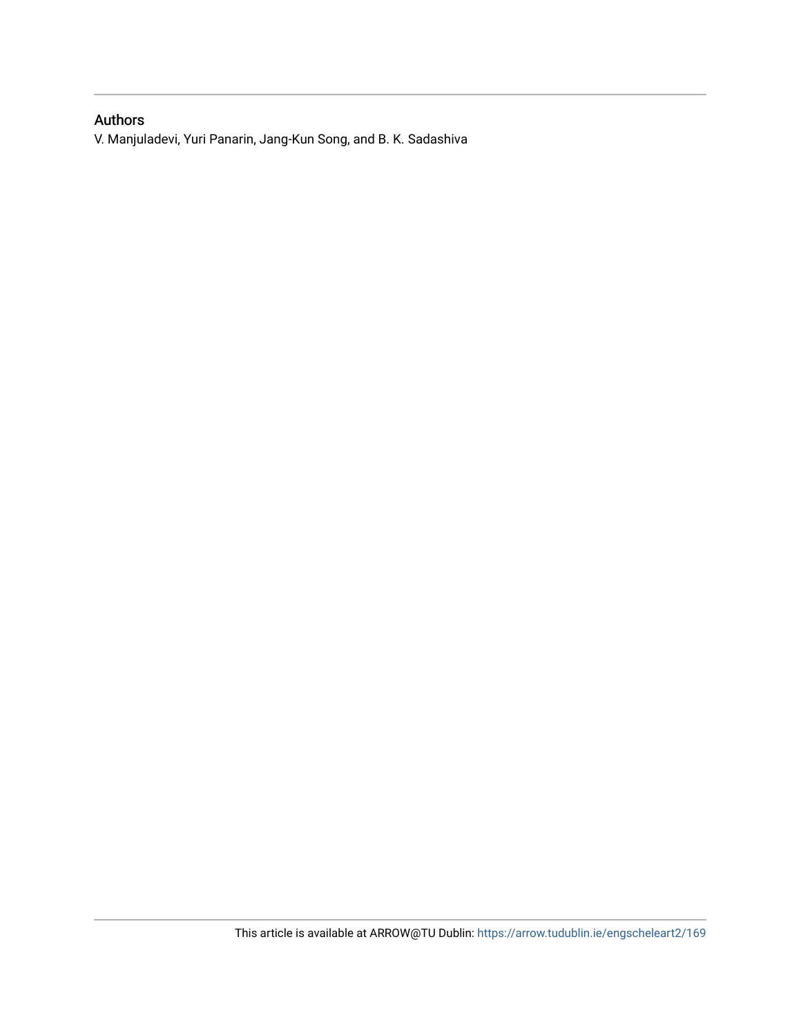## Authors

V. Manjuladevi, Yuri Panarin, Jang-Kun Song, and B. K. Sadashiva

This article is available at ARROW@TU Dublin: https://arrow.tudublin.ie/engscheleart2/169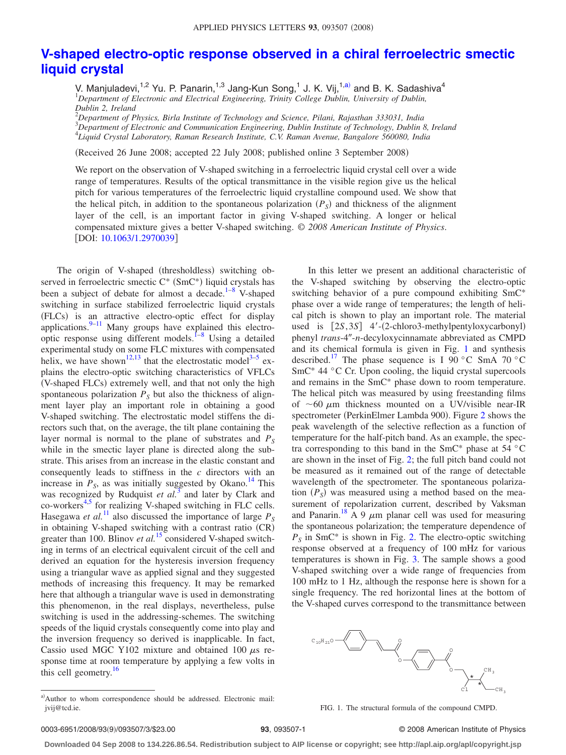# V-shaped electro-optic response observed in a chiral ferroelectric smectic liquid crystal

V. Manjuladevi,[1,2] Yu. P. Panarin,[1,3] Jang-Kun Song,[1] J. K. Vij,[1,a)] and B. K. Sadashiva[4]

[1]*Department of Electronic and Electrical Engineering, Trinity College Dublin, University of Dublin, Dublin 2, Ireland*
[2]*Department of Physics, Birla Institute of Technology and Science, Pilani, Rajasthan 333031, India*
[3]*Department of Electronic and Communication Engineering, Dublin Institute of Technology, Dublin 8, Ireland*
[4]*Liquid Crystal Laboratory, Raman Research Institute, C.V. Raman Avenue, Bangalore 560080, India*

(Received 26 June 2008; accepted 22 July 2008; published online 3 September 2008)

We report on the observation of V-shaped switching in a ferroelectric liquid crystal cell over a wide range of temperatures. Results of the optical transmittance in the visible region give us the helical pitch for various temperatures of the ferroelectric liquid crystalline compound used. We show that the helical pitch, in addition to the spontaneous polarization ($P_S$) and thickness of the alignment layer of the cell, is an important factor in giving V-shaped switching. A longer or helical compensated mixture gives a better V-shaped switching. © *2008 American Institute of Physics*. [DOI: 10.1063/1.2970039]

The origin of V-shaped (thresholdless) switching observed in ferroelectric smectic C* (SmC*) liquid crystals has been a subject of debate for almost a decade.[1–8] V-shaped switching in surface stabilized ferroelectric liquid crystals (FLCs) is an attractive electro-optic effect for display applications.[9–11] Many groups have explained this electro-optic response using different models.[1–8] Using a detailed experimental study on some FLC mixtures with compensated helix, we have shown[12,13] that the electrostatic model[3–5] explains the electro-optic switching characteristics of VFLCs (V-shaped FLCs) extremely well, and that not only the high spontaneous polarization $P_S$ but also the thickness of alignment layer play an important role in obtaining a good V-shaped switching. The electrostatic model stiffens the directors such that, on the average, the tilt plane containing the layer normal is normal to the plane of substrates and $P_S$ while in the smectic layer plane is directed along the substrate. This arises from an increase in the elastic constant and consequently leads to stiffness in the *c* directors with an increase in $P_S$, as was initially suggested by Okano.[14] This was recognized by Rudquist *et al.*[3] and later by Clark and co-workers[4,5] for realizing V-shaped switching in FLC cells. Hasegawa *et al.*[11] also discussed the importance of large $P_S$ in obtaining V-shaped switching with a contrast ratio (CR) greater than 100. Blinov *et al.*[15] considered V-shaped switching in terms of an electrical equivalent circuit of the cell and derived an equation for the hysteresis inversion frequency using a triangular wave as applied signal and they suggested methods of increasing this frequency. It may be remarked here that although a triangular wave is used in demonstrating this phenomenon, in the real displays, nevertheless, pulse switching is used in the addressing-schemes. The switching speeds of the liquid crystals consequently come into play and the inversion frequency so derived is inapplicable. In fact, Cassio used MGC Y102 mixture and obtained 100 $\mu$s response time at room temperature by applying a few volts in this cell geometry.[16]

In this letter we present an additional characteristic of the V-shaped switching by observing the electro-optic switching behavior of a pure compound exhibiting SmC* phase over a wide range of temperatures; the length of helical pitch is shown to play an important role. The material used is [2*S*,3*S*] 4′-(2-chloro3-methylpentyloxycarbonyl) phenyl *trans*-4″-*n*-decyloxycinnamate abbreviated as CMPD and its chemical formula is given in Fig. 1 and synthesis described.[17] The phase sequence is I 90 °C SmA 70 °C SmC* 44 °C Cr. Upon cooling, the liquid crystal supercools and remains in the SmC* phase down to room temperature. The helical pitch was measured by using freestanding films of ~60 $\mu$m thickness mounted on a UV/visible near-IR spectrometer (PerkinElmer Lambda 900). Figure 2 shows the peak wavelength of the selective reflection as a function of temperature for the half-pitch band. As an example, the spectra corresponding to this band in the SmC* phase at 54 °C are shown in the inset of Fig. 2; the full pitch band could not be measured as it remained out of the range of detectable wavelength of the spectrometer. The spontaneous polarization ($P_S$) was measured using a method based on the measurement of repolarization current, described by Vaksman and Panarin.[18] A 9 $\mu$m planar cell was used for measuring the spontaneous polarization; the temperature dependence of $P_S$ in SmC* is shown in Fig. 2. The electro-optic switching response observed at a frequency of 100 mHz for various temperatures is shown in Fig. 3. The sample shows a good V-shaped switching over a wide range of frequencies from 100 mHz to 1 Hz, although the response here is shown for a single frequency. The red horizontal lines at the bottom of the V-shaped curves correspond to the transmittance between

FIG. 1. The structural formula of the compound CMPD.

a)Author to whom correspondence should be addressed. Electronic mail: jvij@tcd.ie.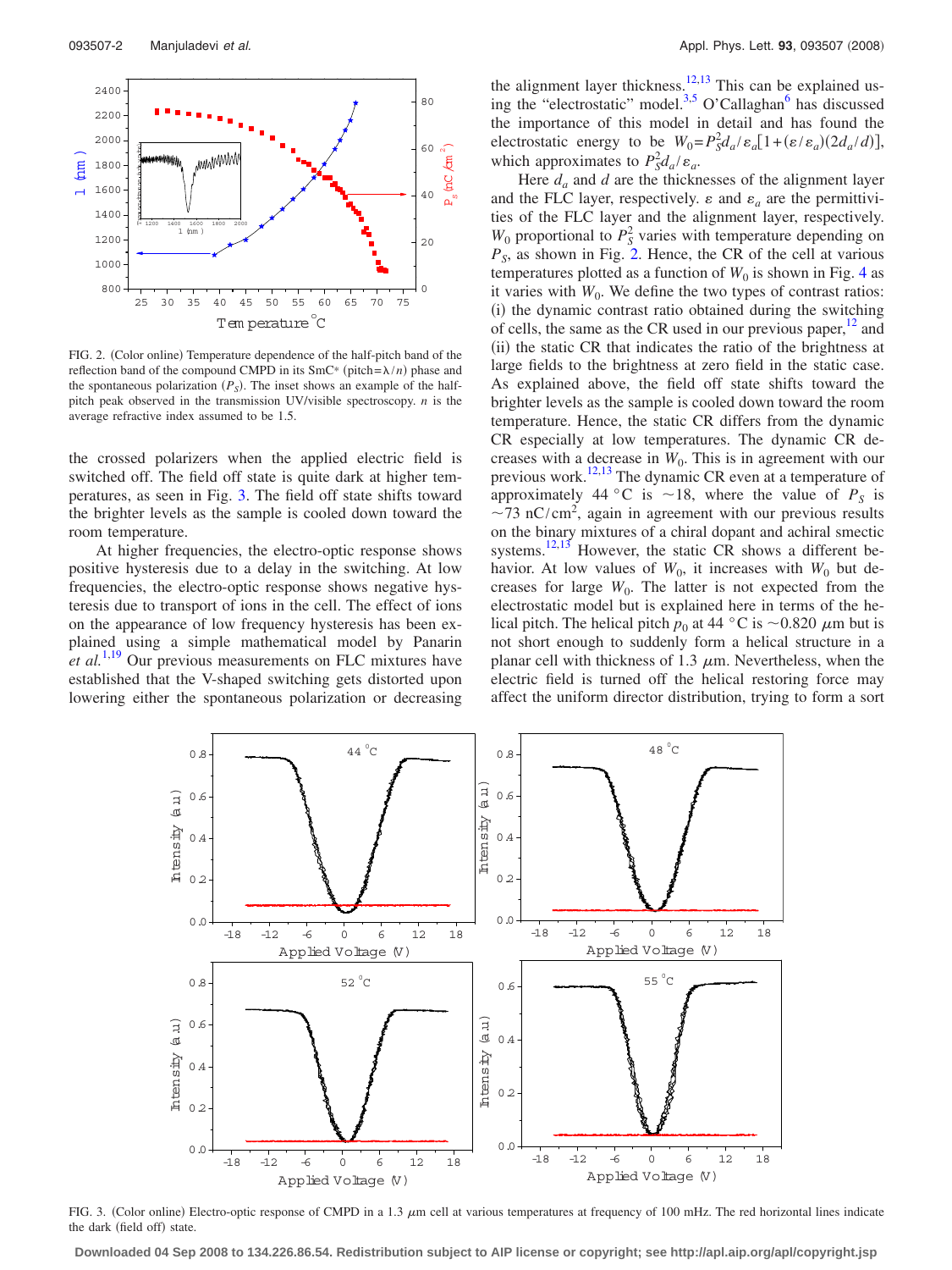FIG. 2. (Color online) Temperature dependence of the half-pitch band of the reflection band of the compound CMPD in its SmC* (pitch $=\lambda/n$) phase and the spontaneous polarization ($P_S$). The inset shows an example of the half-pitch peak observed in the transmission UV/visible spectroscopy. $n$ is the average refractive index assumed to be 1.5.

the crossed polarizers when the applied electric field is switched off. The field off state is quite dark at higher temperatures, as seen in Fig. 3. The field off state shifts toward the brighter levels as the sample is cooled down toward the room temperature.

At higher frequencies, the electro-optic response shows positive hysteresis due to a delay in the switching. At low frequencies, the electro-optic response shows negative hysteresis due to transport of ions in the cell. The effect of ions on the appearance of low frequency hysteresis has been explained using a simple mathematical model by Panarin *et al.*[1,19] Our previous measurements on FLC mixtures have established that the V-shaped switching gets distorted upon lowering either the spontaneous polarization or decreasing the alignment layer thickness.[12,13] This can be explained using the "electrostatic" model.[3,5] O'Callaghan[6] has discussed the importance of this model in detail and has found the electrostatic energy to be $W_0 = P_S^2 d_a/\varepsilon_a[1+(\varepsilon/\varepsilon_a)(2d_a/d)]$, which approximates to $P_S^2 d_a/\varepsilon_a$.

Here $d_a$ and $d$ are the thicknesses of the alignment layer and the FLC layer, respectively. $\varepsilon$ and $\varepsilon_a$ are the permittivities of the FLC layer and the alignment layer, respectively. $W_0$ proportional to $P_S^2$ varies with temperature depending on $P_S$, as shown in Fig. 2. Hence, the CR of the cell at various temperatures plotted as a function of $W_0$ is shown in Fig. 4 as it varies with $W_0$. We define the two types of contrast ratios: (i) the dynamic contrast ratio obtained during the switching of cells, the same as the CR used in our previous paper,[12] and (ii) the static CR that indicates the ratio of the brightness at large fields to the brightness at zero field in the static case. As explained above, the field off state shifts toward the brighter levels as the sample is cooled down toward the room temperature. Hence, the static CR differs from the dynamic CR especially at low temperatures. The dynamic CR decreases with a decrease in $W_0$. This is in agreement with our previous work.[12,13] The dynamic CR even at a temperature of approximately 44 °C is ~18, where the value of $P_S$ is ~73 nC/cm$^2$, again in agreement with our previous results on the binary mixtures of a chiral dopant and achiral smectic systems.[12,13] However, the static CR shows a different behavior. At low values of $W_0$, it increases with $W_0$ but decreases for large $W_0$. The latter is not expected from the electrostatic model but is explained here in terms of the helical pitch. The helical pitch $p_0$ at 44 °C is ~0.820 $\mu$m but is not short enough to suddenly form a helical structure in a planar cell with thickness of 1.3 $\mu$m. Nevertheless, when the electric field is turned off the helical restoring force may affect the uniform director distribution, trying to form a sort

FIG. 3. (Color online) Electro-optic response of CMPD in a 1.3 $\mu$m cell at various temperatures at frequency of 100 mHz. The red horizontal lines indicate the dark (field off) state.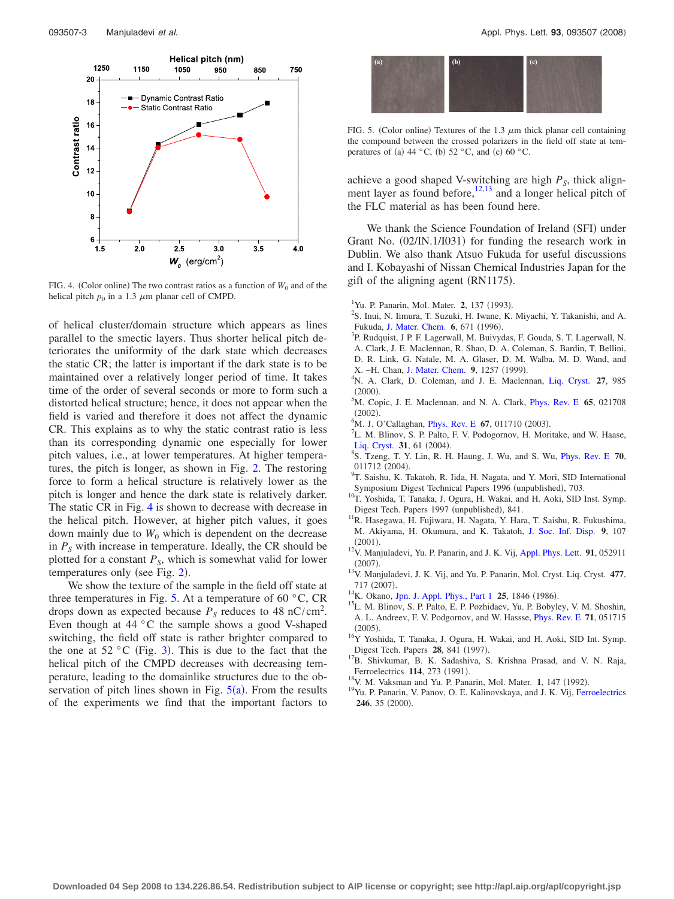Helical pitch (nm)

1250 1150 1050 950 850 750

Contrast ratio

20 18 16 14 12 10 8 6

Dynamic Contrast Ratio

Static Contrast Ratio

1.5 2.0 2.5 3.0 3.5 4.0

$W_0$ (erg/cm$^2$)

FIG. 4. (Color online) The two contrast ratios as a function of $W_0$ and of the helical pitch $p_0$ in a 1.3 $\mu$m planar cell of CMPD.

of helical cluster/domain structure which appears as lines parallel to the smectic layers. Thus shorter helical pitch deteriorates the uniformity of the dark state which decreases the static CR; the latter is important if the dark state is to be maintained over a relatively longer period of time. It takes time of the order of several seconds or more to form such a distorted helical structure; hence, it does not appear when the field is varied and therefore it does not affect the dynamic CR. This explains as to why the static contrast ratio is less than its corresponding dynamic one especially for lower pitch values, i.e., at lower temperatures. At higher temperatures, the pitch is longer, as shown in Fig. 2. The restoring force to form a helical structure is relatively lower as the pitch is longer and hence the dark state is relatively darker. The static CR in Fig. 4 is shown to decrease with decrease in the helical pitch. However, at higher pitch values, it goes down mainly due to $W_0$ which is dependent on the decrease in $P_S$ with increase in temperature. Ideally, the CR should be plotted for a constant $P_S$, which is somewhat valid for lower temperatures only (see Fig. 2).

We show the texture of the sample in the field off state at three temperatures in Fig. 5. At a temperature of 60 °C, CR drops down as expected because $P_S$ reduces to 48 nC/cm$^2$. Even though at 44 °C the sample shows a good V-shaped switching, the field off state is rather brighter compared to the one at 52 °C (Fig. 3). This is due to the fact that the helical pitch of the CMPD decreases with decreasing temperature, leading to the domainlike structures due to the observation of pitch lines shown in Fig. 5(a). From the results of the experiments we find that the important factors to achieve a good shaped V-switching are high $P_S$, thick alignment layer as found before,[12,13] and a longer helical pitch of the FLC material as has been found here.

(a) (b) (c)

FIG. 5. (Color online) Textures of the 1.3 $\mu$m thick planar cell containing the compound between the crossed polarizers in the field off state at temperatures of (a) 44 °C, (b) 52 °C, and (c) 60 °C.

We thank the Science Foundation of Ireland (SFI) under Grant No. (02/IN.1/I031) for funding the research work in Dublin. We also thank Atsuo Fukuda for useful discussions and I. Kobayashi of Nissan Chemical Industries Japan for the gift of the aligning agent (RN1175).

[1] Yu. P. Panarin, Mol. Mater. **2**, 137 (1993).
[2] S. Inui, N. Iimura, T. Suzuki, H. Iwane, K. Miyachi, Y. Takanishi, and A. Fukuda, J. Mater. Chem. **6**, 671 (1996).
[3] P. Rudquist, J P. F. Lagerwall, M. Buivydas, F. Gouda, S. T. Lagerwall, N. A. Clark, J. E. Maclennan, R. Shao, D. A. Coleman, S. Bardin, T. Bellini, D. R. Link, G. Natale, M. A. Glaser, D. M. Walba, M. D. Wand, and X. –H. Chan, J. Mater. Chem. **9**, 1257 (1999).
[4] N. A. Clark, D. Coleman, and J. E. Maclennan, Liq. Cryst. **27**, 985 (2000).
[5] M. Copic, J. E. Maclennan, and N. A. Clark, Phys. Rev. E **65**, 021708 (2002).
[6] M. J. O'Callaghan, Phys. Rev. E **67**, 011710 (2003).
[7] L. M. Blinov, S. P. Palto, F. V. Podogornov, H. Moritake, and W. Haase, Liq. Cryst. **31**, 61 (2004).
[8] S. Tzeng, T. Y. Lin, R. H. Haung, J. Wu, and S. Wu, Phys. Rev. E **70**, 011712 (2004).
[9] T. Saishu, K. Takatoh, R. Iida, H. Nagata, and Y. Mori, SID International Symposium Digest Technical Papers 1996 (unpublished), 703.
[10] T. Yoshida, T. Tanaka, J. Ogura, H. Wakai, and H. Aoki, SID Inst. Symp. Digest Tech. Papers 1997 (unpublished), 841.
[11] R. Hasegawa, H. Fujiwara, H. Nagata, Y. Hara, T. Saishu, R. Fukushima, M. Akiyama, H. Okumura, and K. Takatoh, J. Soc. Inf. Disp. **9**, 107 (2001).
[12] V. Manjuladevi, Yu. P. Panarin, and J. K. Vij, Appl. Phys. Lett. **91**, 052911 (2007).
[13] V. Manjuladevi, J. K. Vij, and Yu. P. Panarin, Mol. Cryst. Liq. Cryst. **477**, 717 (2007).
[14] K. Okano, Jpn. J. Appl. Phys., Part 1 **25**, 1846 (1986).
[15] L. M. Blinov, S. P. Palto, E. P. Pozhidaev, Yu. P. Bobylev, V. M. Shoshin, A. L. Andreev, F. V. Podgornov, and W. Hassse, Phys. Rev. E **71**, 051715 (2005).
[16] Y Yoshida, T. Tanaka, J. Ogura, H. Wakai, and H. Aoki, SID Int. Symp. Digest Tech. Papers **28**, 841 (1997).
[17] B. Shivkumar, B. K. Sadashiva, S. Krishna Prasad, and V. N. Raja, Ferroelectrics **114**, 273 (1991).
[18] V. M. Vaksman and Yu. P. Panarin, Mol. Mater. **1**, 147 (1992).
[19] Yu. P. Panarin, V. Panov, O. E. Kalinovskaya, and J. K. Vij, Ferroelectrics **246**, 35 (2000).